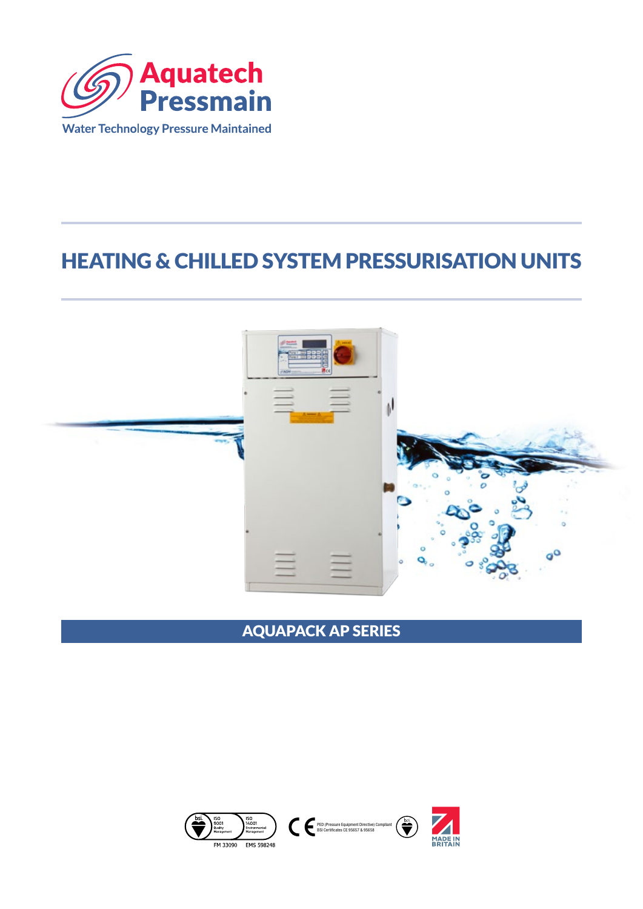Aquatech Pressmain

Water Technology Pressure Maintained

# HEATING & CHILLED SYSTEM PRESSURISATION UNITS

## AQUAPACK AP SERIES

ISO 9001 Quality Management FM 33090 | ISO 14001 Environmental Management EMS 598248

PED (Pressure Equipment Directive) Compliant BSI Certificates CE 95657 & 95658

MADE IN BRITAIN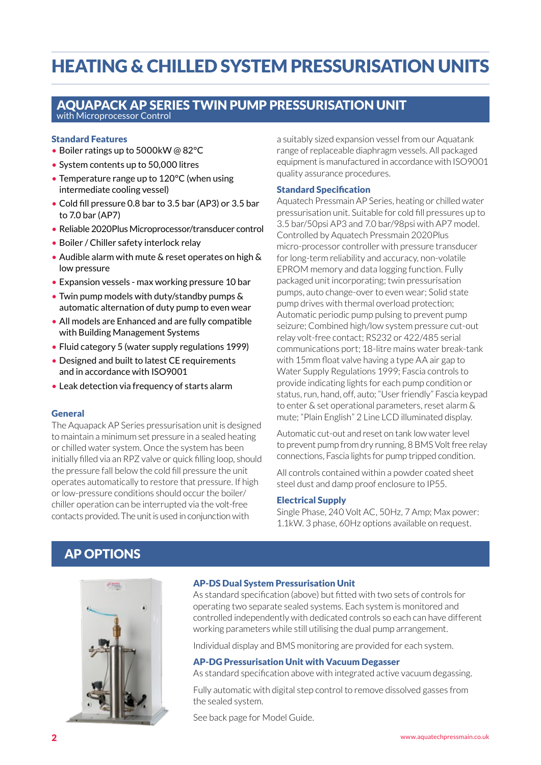# HEATING & CHILLED SYSTEM PRESSURISATION UNITS

## AQUAPACK AP SERIES TWIN PUMP PRESSURISATION UNIT

with Microprocessor Control

### Standard Features

- Boiler ratings up to 5000kW @ 82°C
- System contents up to 50,000 litres
- Temperature range up to 120°C (when using intermediate cooling vessel)
- Cold fill pressure 0.8 bar to 3.5 bar (AP3) or 3.5 bar to 7.0 bar (AP7)
- Reliable 2020Plus Microprocessor/transducer control
- Boiler / Chiller safety interlock relay
- Audible alarm with mute & reset operates on high & low pressure
- Expansion vessels - max working pressure 10 bar
- Twin pump models with duty/standby pumps & automatic alternation of duty pump to even wear
- All models are Enhanced and are fully compatible with Building Management Systems
- Fluid category 5 (water supply regulations 1999)
- Designed and built to latest CE requirements and in accordance with ISO9001
- Leak detection via frequency of starts alarm

### General

The Aquapack AP Series pressurisation unit is designed to maintain a minimum set pressure in a sealed heating or chilled water system. Once the system has been initially filled via an RPZ valve or quick filling loop, should the pressure fall below the cold fill pressure the unit operates automatically to restore that pressure. If high or low-pressure conditions should occur the boiler/chiller operation can be interrupted via the volt-free contacts provided. The unit is used in conjunction with a suitably sized expansion vessel from our Aquatank range of replaceable diaphragm vessels. All packaged equipment is manufactured in accordance with ISO9001 quality assurance procedures.

### Standard Specification

Aquatech Pressmain AP Series, heating or chilled water pressurisation unit. Suitable for cold fill pressures up to 3.5 bar/50psi AP3 and 7.0 bar/98psi with AP7 model. Controlled by Aquatech Pressmain 2020Plus micro-processor controller with pressure transducer for long-term reliability and accuracy, non-volatile EPROM memory and data logging function. Fully packaged unit incorporating; twin pressurisation pumps, auto change-over to even wear; Solid state pump drives with thermal overload protection; Automatic periodic pump pulsing to prevent pump seizure; Combined high/low system pressure cut-out relay volt-free contact; RS232 or 422/485 serial communications port; 18-litre mains water break-tank with 15mm float valve having a type AA air gap to Water Supply Regulations 1999; Fascia controls to provide indicating lights for each pump condition or status, run, hand, off, auto; "User friendly" Fascia keypad to enter & set operational parameters, reset alarm & mute; "Plain English" 2 Line LCD illuminated display.

Automatic cut-out and reset on tank low water level to prevent pump from dry running, 8 BMS Volt free relay connections, Fascia lights for pump tripped condition.

All controls contained within a powder coated sheet steel dust and damp proof enclosure to IP55.

### Electrical Supply

Single Phase, 240 Volt AC, 50Hz, 7 Amp; Max power: 1.1kW. 3 phase, 60Hz options available on request.

## AP OPTIONS

### AP-DS Dual System Pressurisation Unit

As standard specification (above) but fitted with two sets of controls for operating two separate sealed systems. Each system is monitored and controlled independently with dedicated controls so each can have different working parameters while still utilising the dual pump arrangement.

Individual display and BMS monitoring are provided for each system.

### AP-DG Pressurisation Unit with Vacuum Degasser

As standard specification above with integrated active vacuum degassing.

Fully automatic with digital step control to remove dissolved gasses from the sealed system.

See back page for Model Guide.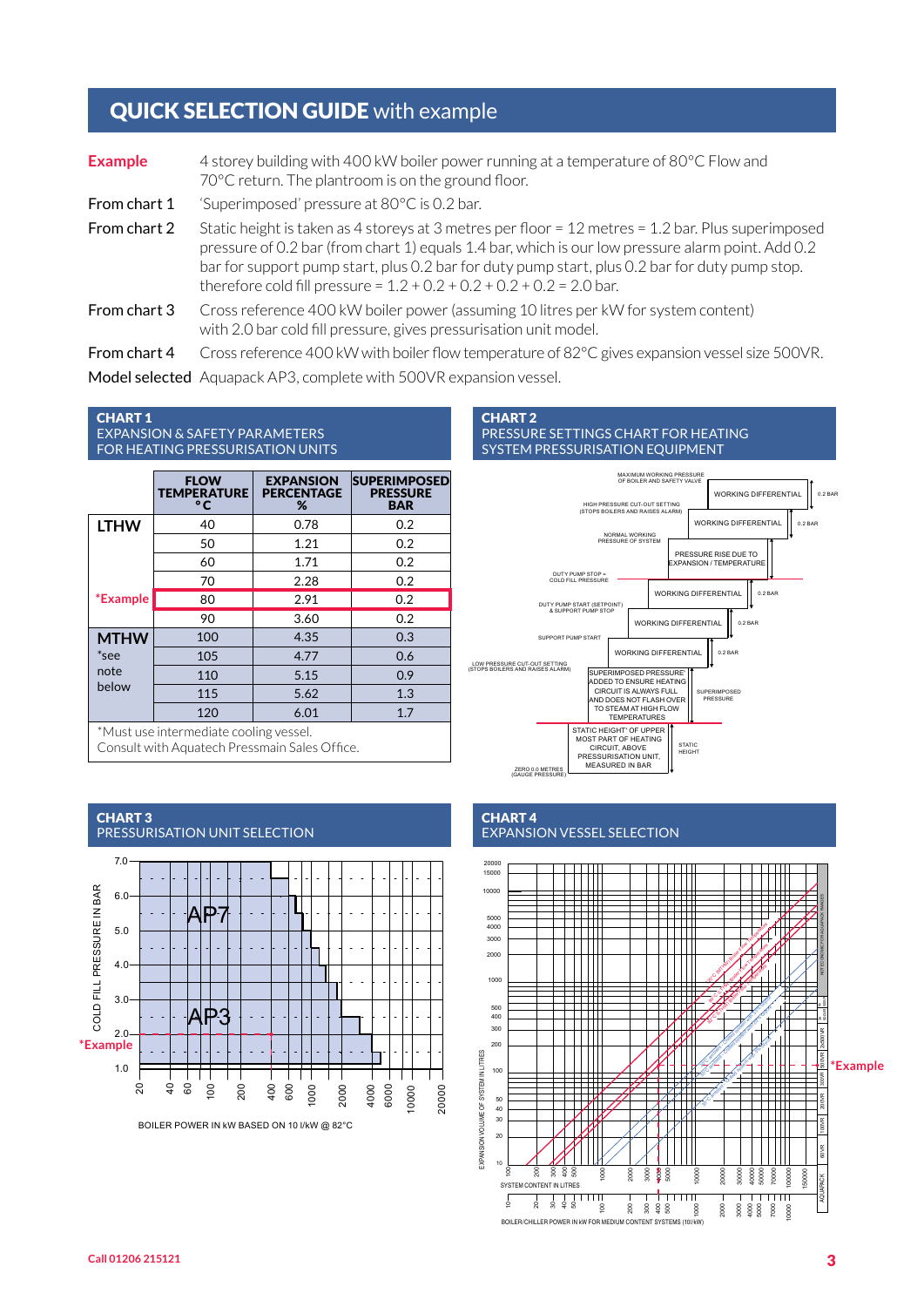# QUICK SELECTION GUIDE with example

**Example** 4 storey building with 400 kW boiler power running at a temperature of 80°C Flow and 70°C return. The plantroom is on the ground floor.

**From chart 1** 'Superimposed' pressure at 80°C is 0.2 bar.

**From chart 2** Static height is taken as 4 storeys at 3 metres per floor = 12 metres = 1.2 bar. Plus superimposed pressure of 0.2 bar (from chart 1) equals 1.4 bar, which is our low pressure alarm point. Add 0.2 bar for support pump start, plus 0.2 bar for duty pump start, plus 0.2 bar for duty pump stop. therefore cold fill pressure = 1.2 + 0.2 + 0.2 + 0.2 + 0.2 = 2.0 bar.

**From chart 3** Cross reference 400 kW boiler power (assuming 10 litres per kW for system content) with 2.0 bar cold fill pressure, gives pressurisation unit model.

**From chart 4** Cross reference 400 kW with boiler flow temperature of 82°C gives expansion vessel size 500VR.

**Model selected** Aquapack AP3, complete with 500VR expansion vessel.

## CHART 1
### EXPANSION & SAFETY PARAMETERS FOR HEATING PRESSURISATION UNITS

| | FLOW TEMPERATURE °C | EXPANSION PERCENTAGE % | SUPERIMPOSED PRESSURE BAR |
|---|---|---|---|
| **LTHW** | 40 | 0.78 | 0.2 |
| | 50 | 1.21 | 0.2 |
| | 60 | 1.71 | 0.2 |
| | 70 | 2.28 | 0.2 |
| *Example | 80 | 2.91 | 0.2 |
| | 90 | 3.60 | 0.2 |
| **MTHW** *see note below | 100 | 4.35 | 0.3 |
| | 105 | 4.77 | 0.6 |
| | 110 | 5.15 | 0.9 |
| | 115 | 5.62 | 1.3 |
| | 120 | 6.01 | 1.7 |

*Must use intermediate cooling vessel. Consult with Aquatech Pressmain Sales Office.

## CHART 2
### PRESSURE SETTINGS CHART FOR HEATING SYSTEM PRESSURISATION EQUIPMENT

- MAXIMUM WORKING PRESSURE OF BOILER AND SAFETY VALVE
- WORKING DIFFERENTIAL – 0.2 BAR
- HIGH PRESSURE CUT-OUT SETTING (STOPS BOILERS AND RAISES ALARM)
- WORKING DIFFERENTIAL – 0.2 BAR
- NORMAL WORKING PRESSURE OF SYSTEM
- PRESSURE RISE DUE TO EXPANSION / TEMPERATURE
- DUTY PUMP STOP = COLD FILL PRESSURE
- WORKING DIFFERENTIAL – 0.2 BAR
- DUTY PUMP START (SETPOINT) & SUPPORT PUMP STOP
- WORKING DIFFERENTIAL – 0.2 BAR
- SUPPORT PUMP START
- WORKING DIFFERENTIAL – 0.2 BAR
- LOW PRESSURE CUT-OUT SETTING (STOPS BOILERS AND RAISES ALARM)
- SUPERIMPOSED PRESSURE ADDED TO ENSURE HEATING CIRCUIT IS ALWAYS FULL AND DOES NOT FLASH OVER TO STEAM AT HIGH FLOW TEMPERATURES – SUPERIMPOSED PRESSURE
- STATIC HEIGHT OF UPPER MOST PART OF HEATING CIRCUIT, ABOVE PRESSURISATION UNIT, MEASURED IN BAR – STATIC HEIGHT
- ZERO 0.0 METRES (GAUGE PRESSURE)

## CHART 3
### PRESSURISATION UNIT SELECTION

COLD FILL PRESSURE IN BAR (1.0 – 7.0); AP7; AP3; *Example

BOILER POWER IN kW BASED ON 10 l/kW @ 82°C (20 – 20000)

## CHART 4
### EXPANSION VESSEL SELECTION

EXPANSION VOLUME OF SYSTEM IN LITRES; *Example

SYSTEM CONTENT IN LITRES

BOILER/CHILLER POWER IN kW FOR MEDIUM CONTENT SYSTEMS (10 l/kW)

Call 01206 215121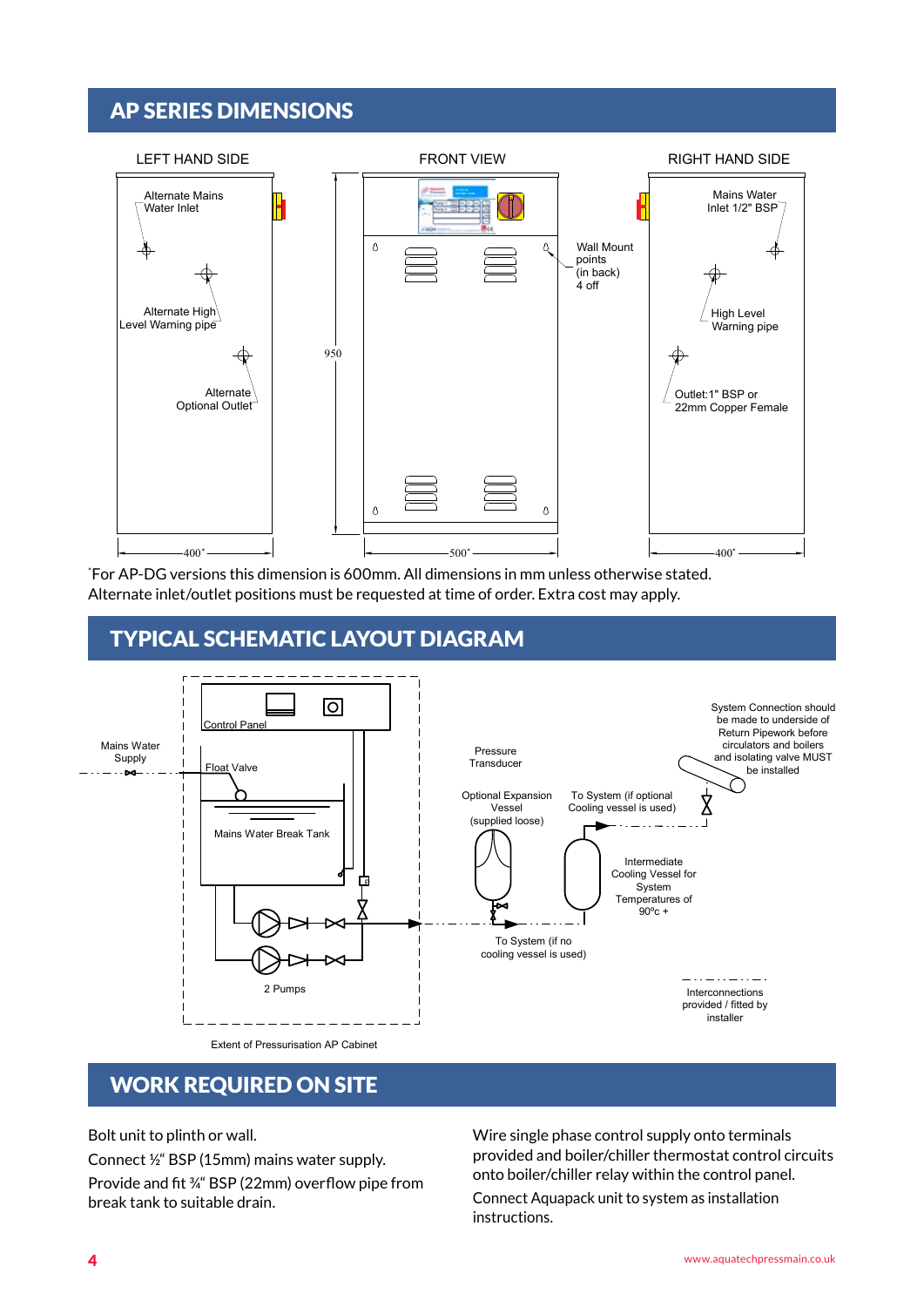## AP SERIES DIMENSIONS

LEFT HAND SIDE

Alternate Mains Water Inlet

Alternate High Level Warning pipe

Alternate Optional Outlet

400*

FRONT VIEW

950

500*

Wall Mount points (in back) 4 off

RIGHT HAND SIDE

Mains Water Inlet 1/2" BSP

High Level Warning pipe

Outlet:1" BSP or 22mm Copper Female

400*

*For AP-DG versions this dimension is 600mm. All dimensions in mm unless otherwise stated.
Alternate inlet/outlet positions must be requested at time of order. Extra cost may apply.

## TYPICAL SCHEMATIC LAYOUT DIAGRAM

Control Panel

Mains Water Supply

Float Valve

Mains Water Break Tank

2 Pumps

Extent of Pressurisation AP Cabinet

Pressure Transducer

Optional Expansion Vessel (supplied loose)

To System (if optional Cooling vessel is used)

To System (if no cooling vessel is used)

Intermediate Cooling Vessel for System Temperatures of 90°c +

System Connection should be made to underside of Return Pipework before circulators and boilers and isolating valve MUST be installed

Interconnections provided / fitted by installer

## WORK REQUIRED ON SITE

Bolt unit to plinth or wall.

Connect ½" BSP (15mm) mains water supply.

Provide and fit ¾" BSP (22mm) overflow pipe from break tank to suitable drain.

Wire single phase control supply onto terminals provided and boiler/chiller thermostat control circuits onto boiler/chiller relay within the control panel.

Connect Aquapack unit to system as installation instructions.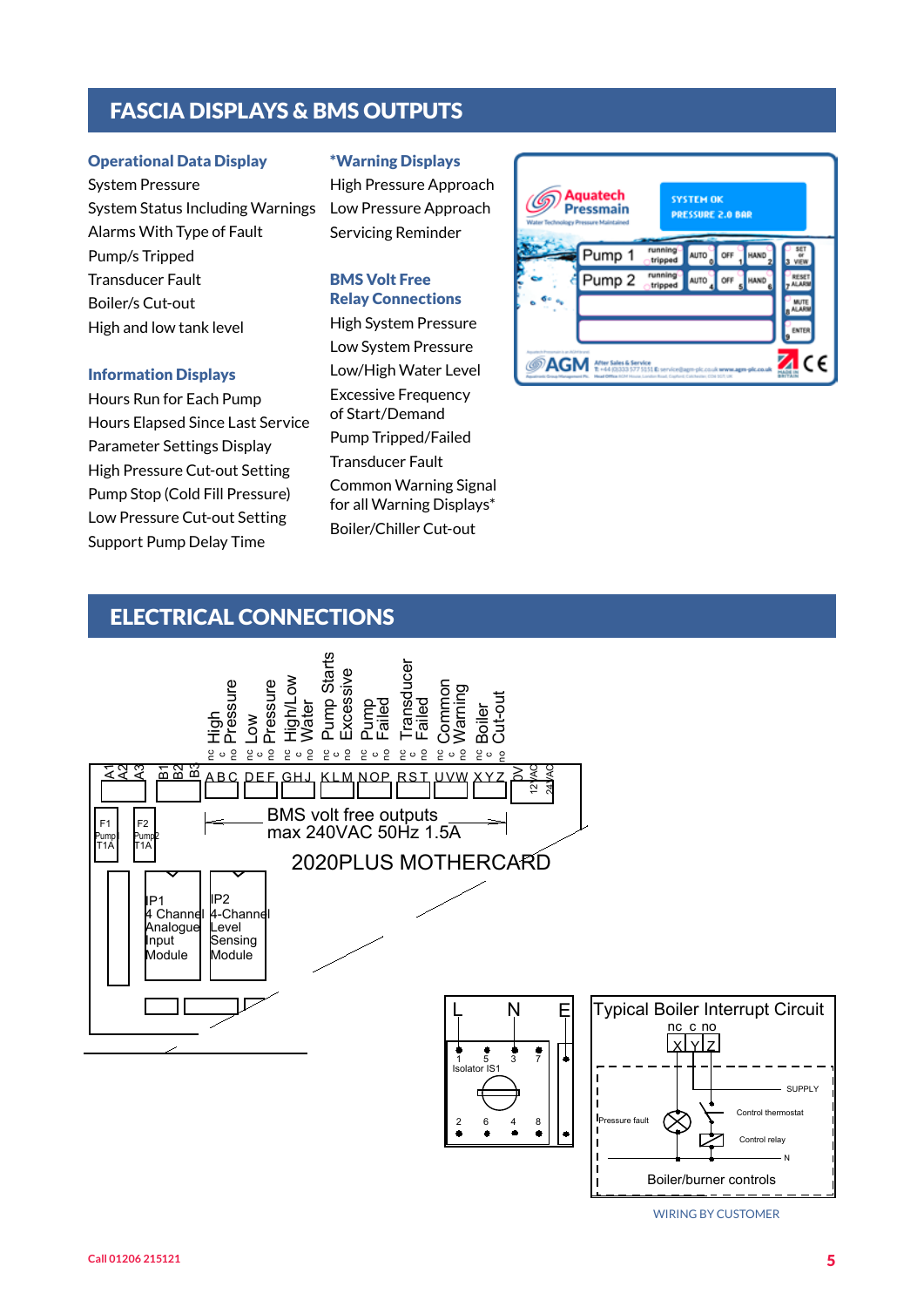## FASCIA DISPLAYS & BMS OUTPUTS

### Operational Data Display

System Pressure
System Status Including Warnings
Alarms With Type of Fault
Pump/s Tripped
Transducer Fault
Boiler/s Cut-out
High and low tank level

### Information Displays

Hours Run for Each Pump
Hours Elapsed Since Last Service
Parameter Settings Display
High Pressure Cut-out Setting
Pump Stop (Cold Fill Pressure)
Low Pressure Cut-out Setting
Support Pump Delay Time

### *Warning Displays

High Pressure Approach
Low Pressure Approach
Servicing Reminder

### BMS Volt Free Relay Connections

High System Pressure
Low System Pressure
Low/High Water Level
Excessive Frequency of Start/Demand
Pump Tripped/Failed
Transducer Fault
Common Warning Signal for all Warning Displays*
Boiler/Chiller Cut-out

Aquatech Pressmain
SYSTEM OK
PRESSURE 2.0 BAR
Pump 1 running tripped AUTO 0 OFF 1 HAND 2
Pump 2 running tripped AUTO 4 OFF 5 HAND 6
SET or VIEW 3, RESET ALARM 7, MUTE ALARM 8, ENTER 9
AGM

## ELECTRICAL CONNECTIONS

High Pressure (nc c no) – A B C
Low Pressure (nc c no) – D E F
High/Low Water (nc c no) – G H J
Pump Starts Excessive (nc c no) – K L M
Pump Failed (nc c no) – N O P
Transducer Failed (nc c no) – R S T
Common Warning (nc c no) – U V W
Boiler Cut-out (nc c no) – X Y Z

A1 A2 A3 B1 B2 B3 0V 12VAC 24VAC

BMS volt free outputs
max 240VAC 50Hz 1.5A

2020PLUS MOTHERCARD

F1 Pump1 T1A
F2 Pump2 T1A

IP1 4 Channel Analogue Input Module
IP2 4-Channel Level Sensing Module

L N E
Isolator IS1
1 5 3 7
2 6 4 8

Typical Boiler Interrupt Circuit
nc c no
X Y Z
SUPPLY
Pressure fault
Control thermostat
Control relay
N
Boiler/burner controls

WIRING BY CUSTOMER

Call 01206 215121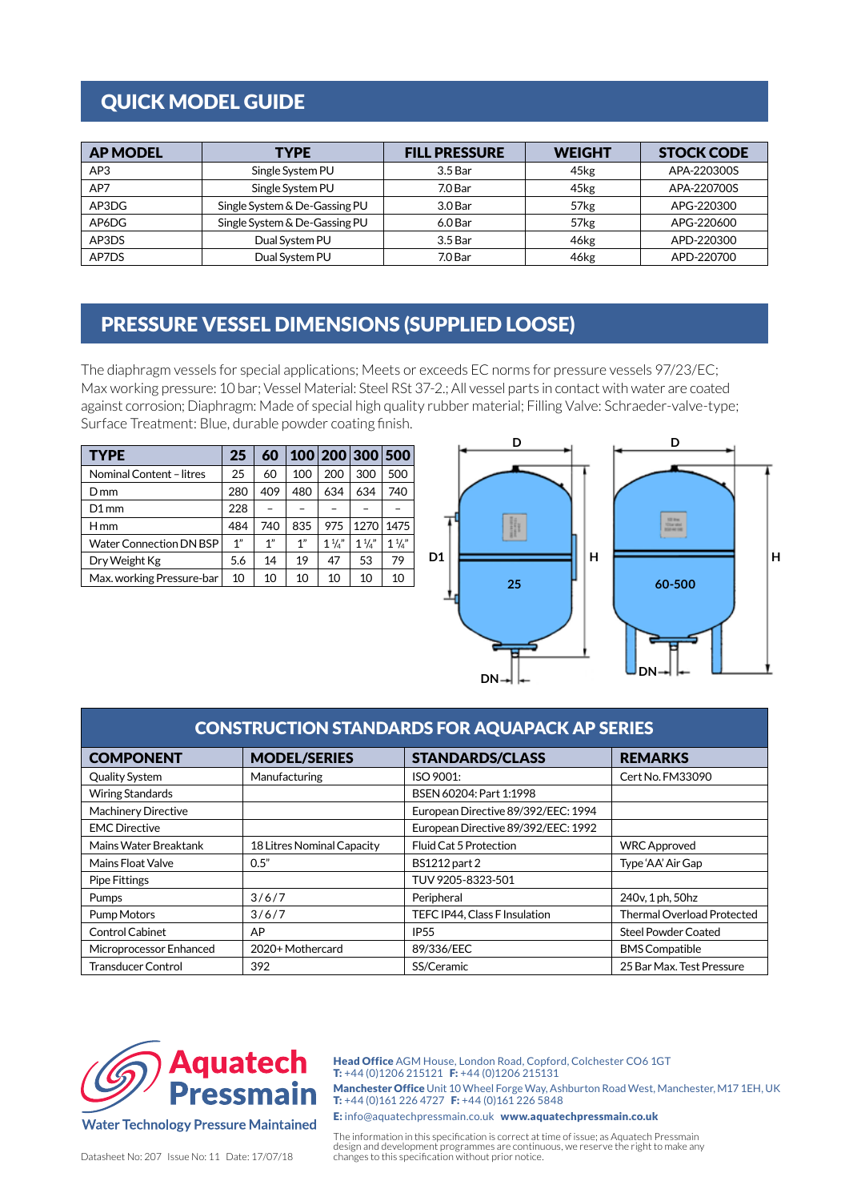## QUICK MODEL GUIDE

| AP MODEL | TYPE | FILL PRESSURE | WEIGHT | STOCK CODE |
|---|---|---|---|---|
| AP3 | Single System PU | 3.5 Bar | 45kg | APA-220300S |
| AP7 | Single System PU | 7.0 Bar | 45kg | APA-220700S |
| AP3DG | Single System & De-Gassing PU | 3.0 Bar | 57kg | APG-220300 |
| AP6DG | Single System & De-Gassing PU | 6.0 Bar | 57kg | APG-220600 |
| AP3DS | Dual System PU | 3.5 Bar | 46kg | APD-220300 |
| AP7DS | Dual System PU | 7.0 Bar | 46kg | APD-220700 |

## PRESSURE VESSEL DIMENSIONS (SUPPLIED LOOSE)

The diaphragm vessels for special applications; Meets or exceeds EC norms for pressure vessels 97/23/EC; Max working pressure: 10 bar; Vessel Material: Steel RSt 37-2.; All vessel parts in contact with water are coated against corrosion; Diaphragm: Made of special high quality rubber material; Filling Valve: Schraeder-valve-type; Surface Treatment: Blue, durable powder coating finish.

| TYPE | 25 | 60 | 100 | 200 | 300 | 500 |
|---|---|---|---|---|---|---|
| Nominal Content – litres | 25 | 60 | 100 | 200 | 300 | 500 |
| D mm | 280 | 409 | 480 | 634 | 634 | 740 |
| D1 mm | 228 | – | – | – | – | – |
| H mm | 484 | 740 | 835 | 975 | 1270 | 1475 |
| Water Connection DN BSP | 1" | 1" | 1" | 1 ¼" | 1 ¼" | 1 ¼" |
| Dry Weight Kg | 5.6 | 14 | 19 | 47 | 53 | 79 |
| Max. working Pressure-bar | 10 | 10 | 10 | 10 | 10 | 10 |

D
D1
H
25
DN
D
H
60-500
DN

## CONSTRUCTION STANDARDS FOR AQUAPACK AP SERIES

| COMPONENT | MODEL/SERIES | STANDARDS/CLASS | REMARKS |
|---|---|---|---|
| Quality System | Manufacturing | ISO 9001: | Cert No. FM33090 |
| Wiring Standards | | BSEN 60204: Part 1:1998 | |
| Machinery Directive | | European Directive 89/392/EEC: 1994 | |
| EMC Directive | | European Directive 89/392/EEC: 1992 | |
| Mains Water Breaktank | 18 Litres Nominal Capacity | Fluid Cat 5 Protection | WRC Approved |
| Mains Float Valve | 0.5" | BS1212 part 2 | Type 'AA' Air Gap |
| Pipe Fittings | | TUV 9205-8323-501 | |
| Pumps | 3 / 6 / 7 | Peripheral | 240v, 1 ph, 50hz |
| Pump Motors | 3 / 6 / 7 | TEFC IP44, Class F Insulation | Thermal Overload Protected |
| Control Cabinet | AP | IP55 | Steel Powder Coated |
| Microprocessor Enhanced | 2020+ Mothercard | 89/336/EEC | BMS Compatible |
| Transducer Control | 392 | SS/Ceramic | 25 Bar Max. Test Pressure |

**Aquatech Pressmain**
Water Technology Pressure Maintained

**Head Office** AGM House, London Road, Copford, Colchester CO6 1GT
**T:** +44 (0)1206 215121 **F:** +44 (0)1206 215131
**Manchester Office** Unit 10 Wheel Forge Way, Ashburton Road West, Manchester, M17 1EH, UK
**T:** +44 (0)161 226 4727 **F:** +44 (0)161 226 5848
**E:** info@aquatechpressmain.co.uk **www.aquatechpressmain.co.uk**

The information in this specification is correct at time of issue; as Aquatech Pressmain design and development programmes are continuous, we reserve the right to make any changes to this specification without prior notice.

Datasheet No: 207 Issue No: 11 Date: 17/07/18